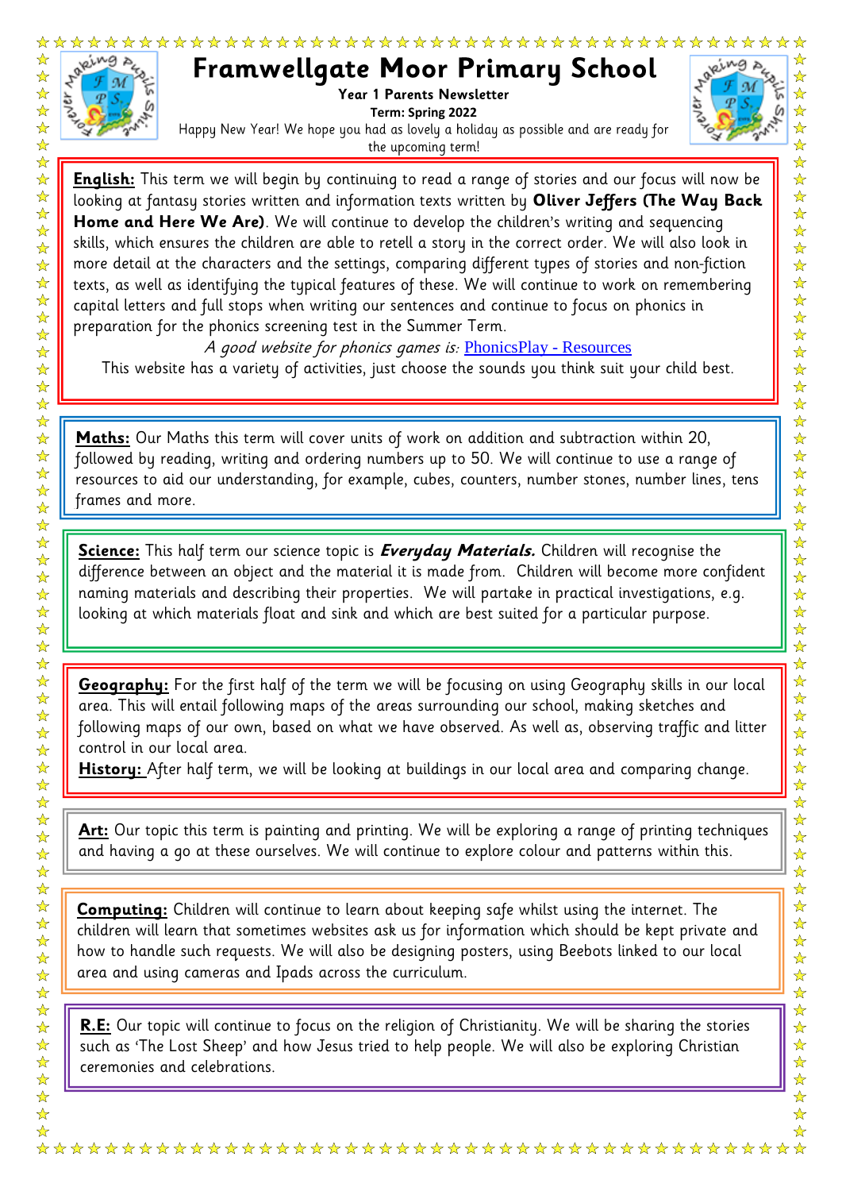# Framwellgate Moor Primary School

**Year 1 Parents Newsletter**

**Term: Spring 2022**

Happy New Year! We hope you had as lovely a holiday as possible and are ready for the upcoming term!

**English:** This term we will begin by continuing to read a range of stories and our focus will now be looking at fantasy stories written and information texts written by **Oliver Jeffers (The Way Back Home and Here We Are)**. We will continue to develop the children's writing and sequencing skills, which ensures the children are able to retell a story in the correct order. We will also look in more detail at the characters and the settings, comparing different types of stories and non-fiction texts, as well as identifying the typical features of these. We will continue to work on remembering capital letters and full stops when writing our sentences and continue to focus on phonics in preparation for the phonics screening test in the Summer Term.

*A good website for phonics games is:* PhonicsPlay - Resources

This website has a variety of activities, just choose the sounds you think suit your child best.

**Maths:** Our Maths this term will cover units of work on addition and subtraction within 20, followed by reading, writing and ordering numbers up to 50. We will continue to use a range of resources to aid our understanding, for example, cubes, counters, number stones, number lines, tens frames and more.

**Science:** This half term our science topic is ***Everyday Materials.*** Children will recognise the difference between an object and the material it is made from. Children will become more confident naming materials and describing their properties. We will partake in practical investigations, e.g. looking at which materials float and sink and which are best suited for a particular purpose.

**Geography:** For the first half of the term we will be focusing on using Geography skills in our local area. This will entail following maps of the areas surrounding our school, making sketches and following maps of our own, based on what we have observed. As well as, observing traffic and litter control in our local area.

**History:** After half term, we will be looking at buildings in our local area and comparing change.

**Art:** Our topic this term is painting and printing. We will be exploring a range of printing techniques and having a go at these ourselves. We will continue to explore colour and patterns within this.

**Computing:** Children will continue to learn about keeping safe whilst using the internet. The children will learn that sometimes websites ask us for information which should be kept private and how to handle such requests. We will also be designing posters, using Beebots linked to our local area and using cameras and Ipads across the curriculum.

**R.E:** Our topic will continue to focus on the religion of Christianity. We will be sharing the stories such as 'The Lost Sheep' and how Jesus tried to help people. We will also be exploring Christian ceremonies and celebrations.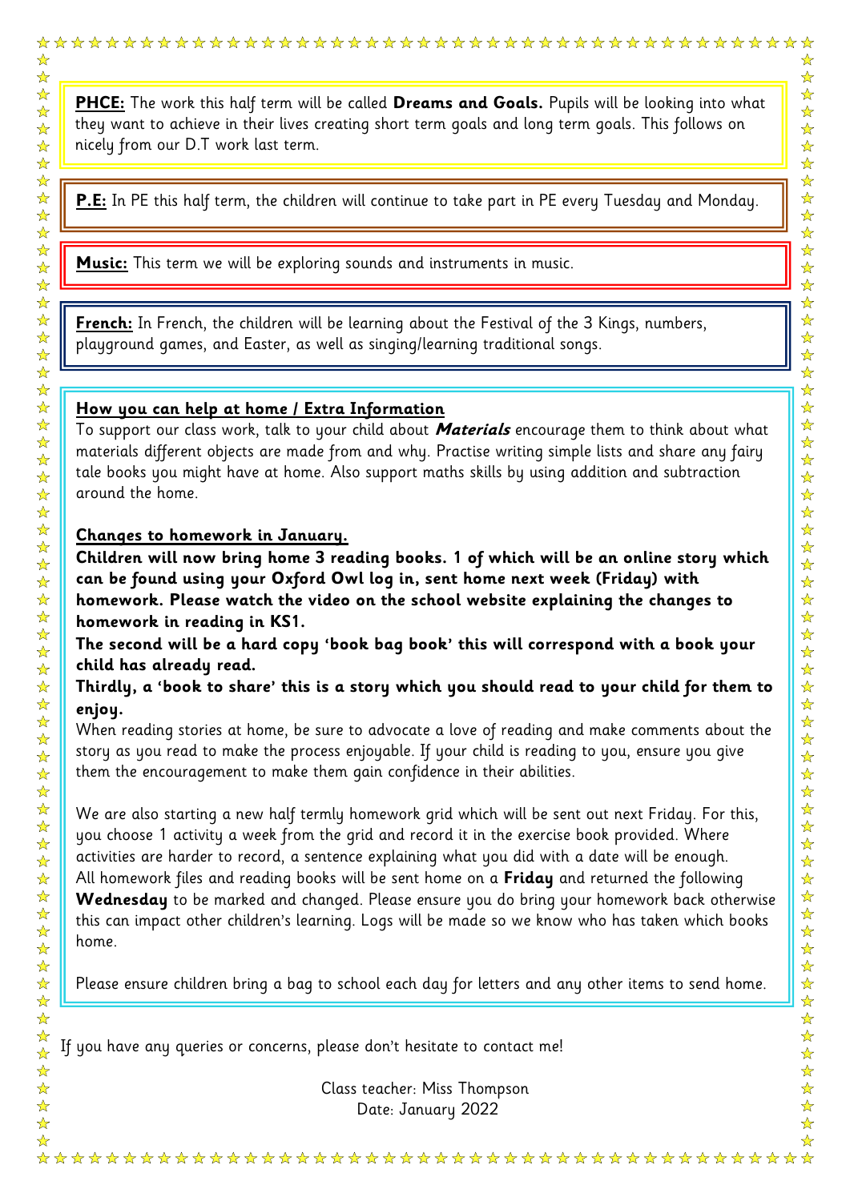**PHCE:** The work this half term will be called **Dreams and Goals.** Pupils will be looking into what they want to achieve in their lives creating short term goals and long term goals. This follows on nicely from our D.T work last term.

**P.E:** In PE this half term, the children will continue to take part in PE every Tuesday and Monday.

**Music:** This term we will be exploring sounds and instruments in music.

**French:** In French, the children will be learning about the Festival of the 3 Kings, numbers, playground games, and Easter, as well as singing/learning traditional songs.

**How you can help at home / Extra Information**

To support our class work, talk to your child about ***Materials*** encourage them to think about what materials different objects are made from and why. Practise writing simple lists and share any fairy tale books you might have at home. Also support maths skills by using addition and subtraction around the home.

**Changes to homework in January.**

**Children will now bring home 3 reading books. 1 of which will be an online story which can be found using your Oxford Owl log in, sent home next week (Friday) with homework. Please watch the video on the school website explaining the changes to homework in reading in KS1.**

**The second will be a hard copy 'book bag book' this will correspond with a book your child has already read.**

**Thirdly, a 'book to share' this is a story which you should read to your child for them to enjoy.**

When reading stories at home, be sure to advocate a love of reading and make comments about the story as you read to make the process enjoyable. If your child is reading to you, ensure you give them the encouragement to make them gain confidence in their abilities.

We are also starting a new half termly homework grid which will be sent out next Friday. For this, you choose 1 activity a week from the grid and record it in the exercise book provided. Where activities are harder to record, a sentence explaining what you did with a date will be enough. All homework files and reading books will be sent home on a **Friday** and returned the following **Wednesday** to be marked and changed. Please ensure you do bring your homework back otherwise this can impact other children's learning. Logs will be made so we know who has taken which books home.

Please ensure children bring a bag to school each day for letters and any other items to send home.

If you have any queries or concerns, please don't hesitate to contact me!

Class teacher: Miss Thompson
Date: January 2022